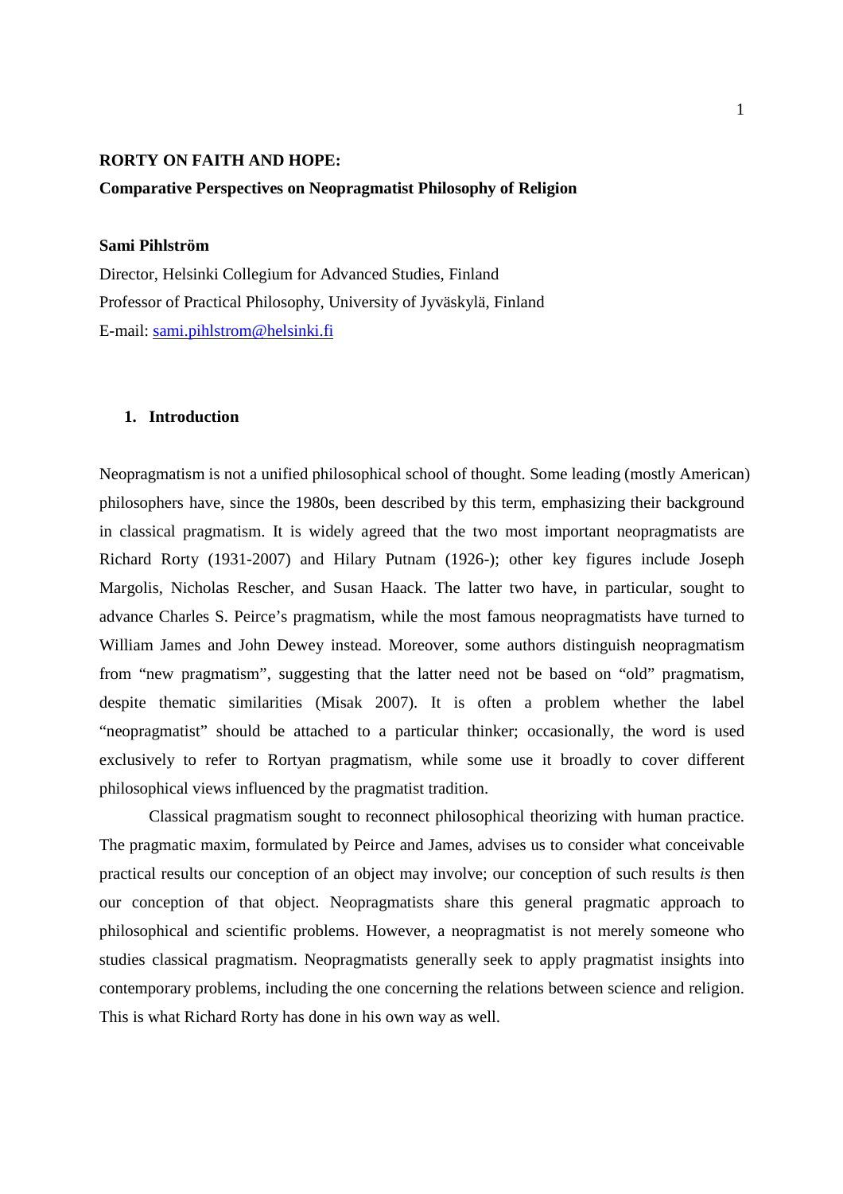# RORTY ON FAITH AND HOPE:

## Comparative Perspectives on Neopragmatist Philosophy of Religion

**Sami Pihlström**

Director, Helsinki Collegium for Advanced Studies, Finland
Professor of Practical Philosophy, University of Jyväskylä, Finland
E-mail: sami.pihlstrom@helsinki.fi

### 1. Introduction

Neopragmatism is not a unified philosophical school of thought. Some leading (mostly American) philosophers have, since the 1980s, been described by this term, emphasizing their background in classical pragmatism. It is widely agreed that the two most important neopragmatists are Richard Rorty (1931-2007) and Hilary Putnam (1926-); other key figures include Joseph Margolis, Nicholas Rescher, and Susan Haack. The latter two have, in particular, sought to advance Charles S. Peirce's pragmatism, while the most famous neopragmatists have turned to William James and John Dewey instead. Moreover, some authors distinguish neopragmatism from "new pragmatism", suggesting that the latter need not be based on "old" pragmatism, despite thematic similarities (Misak 2007). It is often a problem whether the label "neopragmatist" should be attached to a particular thinker; occasionally, the word is used exclusively to refer to Rortyan pragmatism, while some use it broadly to cover different philosophical views influenced by the pragmatist tradition.

Classical pragmatism sought to reconnect philosophical theorizing with human practice. The pragmatic maxim, formulated by Peirce and James, advises us to consider what conceivable practical results our conception of an object may involve; our conception of such results *is* then our conception of that object. Neopragmatists share this general pragmatic approach to philosophical and scientific problems. However, a neopragmatist is not merely someone who studies classical pragmatism. Neopragmatists generally seek to apply pragmatist insights into contemporary problems, including the one concerning the relations between science and religion. This is what Richard Rorty has done in his own way as well.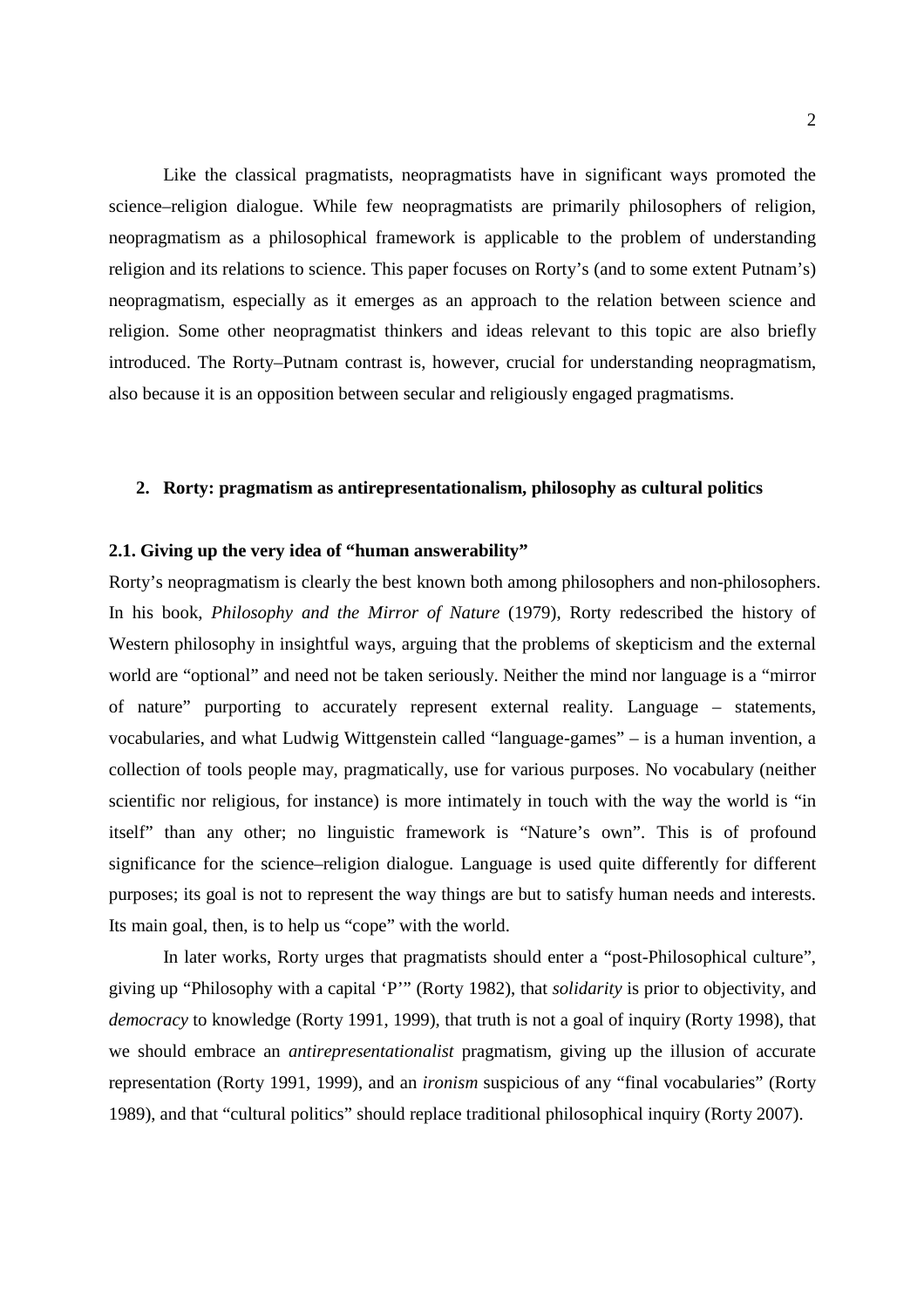Like the classical pragmatists, neopragmatists have in significant ways promoted the science–religion dialogue. While few neopragmatists are primarily philosophers of religion, neopragmatism as a philosophical framework is applicable to the problem of understanding religion and its relations to science. This paper focuses on Rorty's (and to some extent Putnam's) neopragmatism, especially as it emerges as an approach to the relation between science and religion. Some other neopragmatist thinkers and ideas relevant to this topic are also briefly introduced. The Rorty–Putnam contrast is, however, crucial for understanding neopragmatism, also because it is an opposition between secular and religiously engaged pragmatisms.

## 2. Rorty: pragmatism as antirepresentationalism, philosophy as cultural politics

### 2.1. Giving up the very idea of "human answerability"

Rorty's neopragmatism is clearly the best known both among philosophers and non-philosophers. In his book, *Philosophy and the Mirror of Nature* (1979), Rorty redescribed the history of Western philosophy in insightful ways, arguing that the problems of skepticism and the external world are "optional" and need not be taken seriously. Neither the mind nor language is a "mirror of nature" purporting to accurately represent external reality. Language – statements, vocabularies, and what Ludwig Wittgenstein called "language-games" – is a human invention, a collection of tools people may, pragmatically, use for various purposes. No vocabulary (neither scientific nor religious, for instance) is more intimately in touch with the way the world is "in itself" than any other; no linguistic framework is "Nature's own". This is of profound significance for the science–religion dialogue. Language is used quite differently for different purposes; its goal is not to represent the way things are but to satisfy human needs and interests. Its main goal, then, is to help us "cope" with the world.

In later works, Rorty urges that pragmatists should enter a "post-Philosophical culture", giving up "Philosophy with a capital 'P'" (Rorty 1982), that *solidarity* is prior to objectivity, and *democracy* to knowledge (Rorty 1991, 1999), that truth is not a goal of inquiry (Rorty 1998), that we should embrace an *antirepresentationalist* pragmatism, giving up the illusion of accurate representation (Rorty 1991, 1999), and an *ironism* suspicious of any "final vocabularies" (Rorty 1989), and that "cultural politics" should replace traditional philosophical inquiry (Rorty 2007).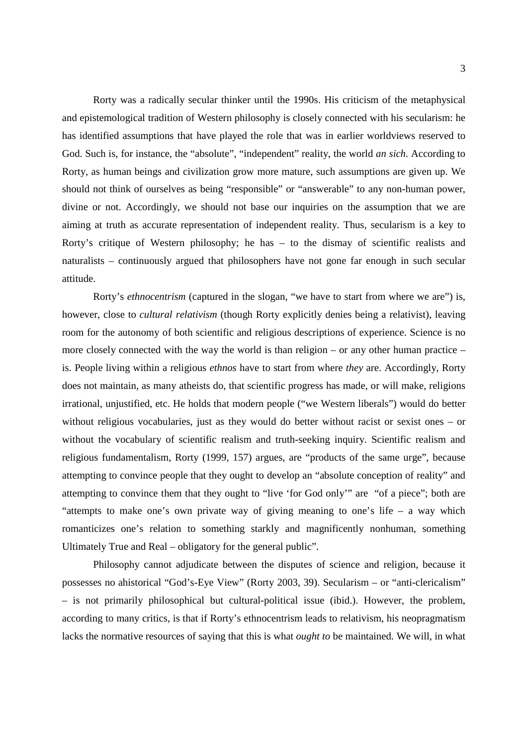Rorty was a radically secular thinker until the 1990s. His criticism of the metaphysical and epistemological tradition of Western philosophy is closely connected with his secularism: he has identified assumptions that have played the role that was in earlier worldviews reserved to God. Such is, for instance, the "absolute", "independent" reality, the world *an sich*. According to Rorty, as human beings and civilization grow more mature, such assumptions are given up. We should not think of ourselves as being "responsible" or "answerable" to any non-human power, divine or not. Accordingly, we should not base our inquiries on the assumption that we are aiming at truth as accurate representation of independent reality. Thus, secularism is a key to Rorty's critique of Western philosophy; he has – to the dismay of scientific realists and naturalists – continuously argued that philosophers have not gone far enough in such secular attitude.

Rorty's *ethnocentrism* (captured in the slogan, "we have to start from where we are") is, however, close to *cultural relativism* (though Rorty explicitly denies being a relativist), leaving room for the autonomy of both scientific and religious descriptions of experience. Science is no more closely connected with the way the world is than religion – or any other human practice – is. People living within a religious *ethnos* have to start from where *they* are. Accordingly, Rorty does not maintain, as many atheists do, that scientific progress has made, or will make, religions irrational, unjustified, etc. He holds that modern people ("we Western liberals") would do better without religious vocabularies, just as they would do better without racist or sexist ones – or without the vocabulary of scientific realism and truth-seeking inquiry. Scientific realism and religious fundamentalism, Rorty (1999, 157) argues, are "products of the same urge", because attempting to convince people that they ought to develop an "absolute conception of reality" and attempting to convince them that they ought to "live 'for God only'" are "of a piece"; both are "attempts to make one's own private way of giving meaning to one's life – a way which romanticizes one's relation to something starkly and magnificently nonhuman, something Ultimately True and Real – obligatory for the general public".

Philosophy cannot adjudicate between the disputes of science and religion, because it possesses no ahistorical "God's-Eye View" (Rorty 2003, 39). Secularism – or "anti-clericalism" – is not primarily philosophical but cultural-political issue (ibid.). However, the problem, according to many critics, is that if Rorty's ethnocentrism leads to relativism, his neopragmatism lacks the normative resources of saying that this is what *ought to* be maintained. We will, in what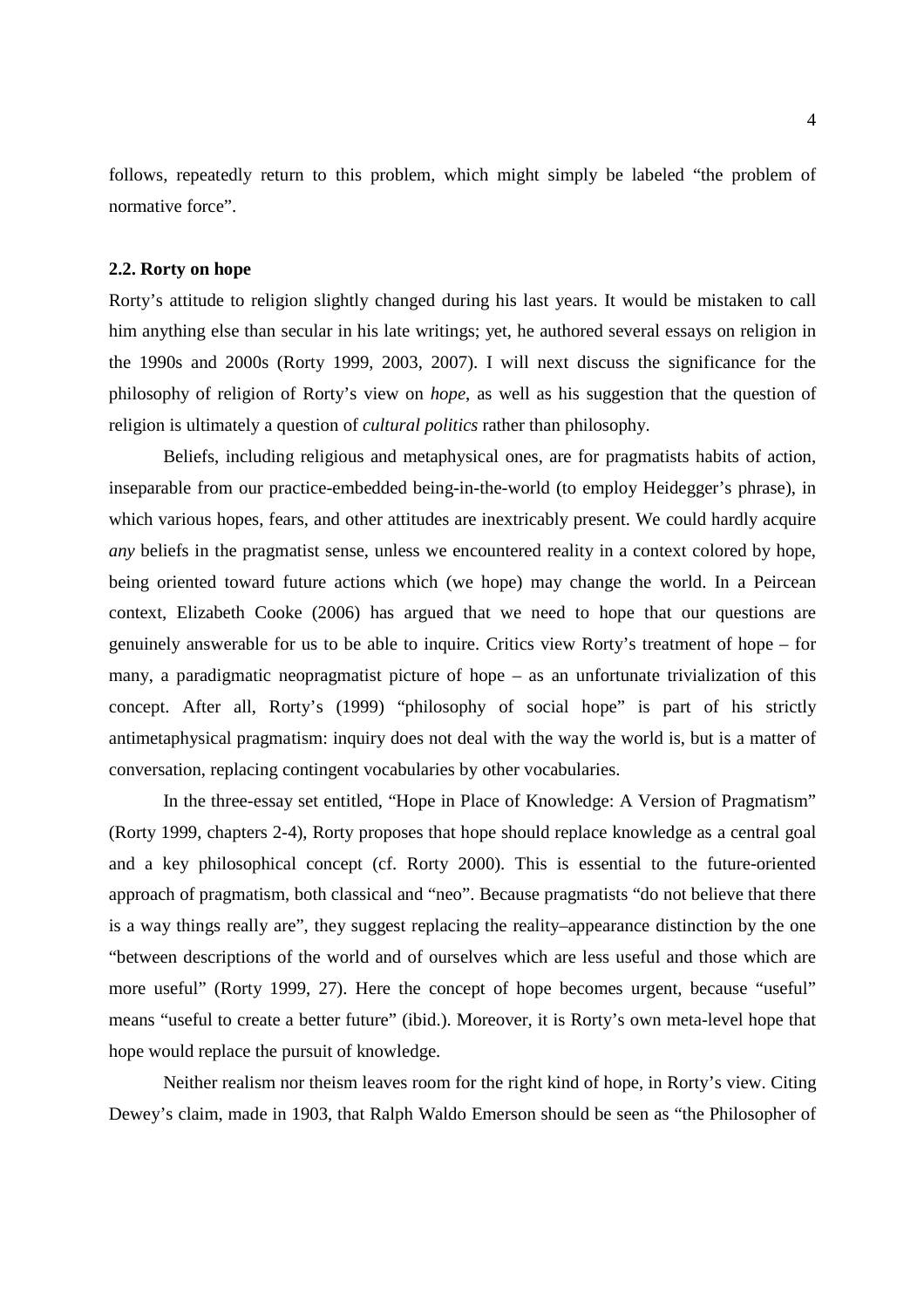follows, repeatedly return to this problem, which might simply be labeled "the problem of normative force".

### 2.2. Rorty on hope

Rorty's attitude to religion slightly changed during his last years. It would be mistaken to call him anything else than secular in his late writings; yet, he authored several essays on religion in the 1990s and 2000s (Rorty 1999, 2003, 2007). I will next discuss the significance for the philosophy of religion of Rorty's view on *hope*, as well as his suggestion that the question of religion is ultimately a question of *cultural politics* rather than philosophy.

Beliefs, including religious and metaphysical ones, are for pragmatists habits of action, inseparable from our practice-embedded being-in-the-world (to employ Heidegger's phrase), in which various hopes, fears, and other attitudes are inextricably present. We could hardly acquire *any* beliefs in the pragmatist sense, unless we encountered reality in a context colored by hope, being oriented toward future actions which (we hope) may change the world. In a Peircean context, Elizabeth Cooke (2006) has argued that we need to hope that our questions are genuinely answerable for us to be able to inquire. Critics view Rorty's treatment of hope – for many, a paradigmatic neopragmatist picture of hope – as an unfortunate trivialization of this concept. After all, Rorty's (1999) "philosophy of social hope" is part of his strictly antimetaphysical pragmatism: inquiry does not deal with the way the world is, but is a matter of conversation, replacing contingent vocabularies by other vocabularies.

In the three-essay set entitled, "Hope in Place of Knowledge: A Version of Pragmatism" (Rorty 1999, chapters 2-4), Rorty proposes that hope should replace knowledge as a central goal and a key philosophical concept (cf. Rorty 2000). This is essential to the future-oriented approach of pragmatism, both classical and "neo". Because pragmatists "do not believe that there is a way things really are", they suggest replacing the reality–appearance distinction by the one "between descriptions of the world and of ourselves which are less useful and those which are more useful" (Rorty 1999, 27). Here the concept of hope becomes urgent, because "useful" means "useful to create a better future" (ibid.). Moreover, it is Rorty's own meta-level hope that hope would replace the pursuit of knowledge.

Neither realism nor theism leaves room for the right kind of hope, in Rorty's view. Citing Dewey's claim, made in 1903, that Ralph Waldo Emerson should be seen as "the Philosopher of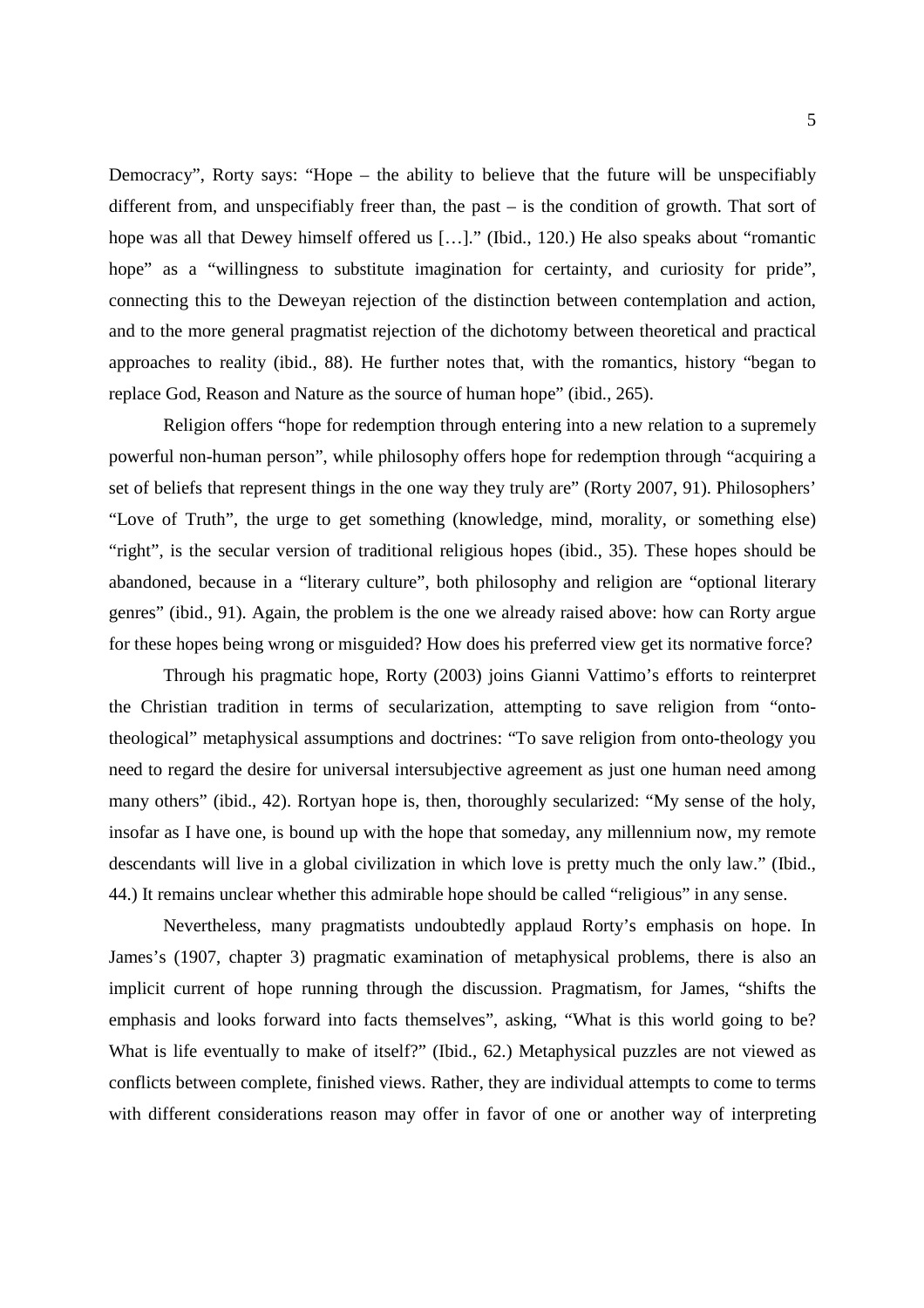Democracy", Rorty says: "Hope – the ability to believe that the future will be unspecifiably different from, and unspecifiably freer than, the past – is the condition of growth. That sort of hope was all that Dewey himself offered us […]." (Ibid., 120.) He also speaks about "romantic hope" as a "willingness to substitute imagination for certainty, and curiosity for pride", connecting this to the Deweyan rejection of the distinction between contemplation and action, and to the more general pragmatist rejection of the dichotomy between theoretical and practical approaches to reality (ibid., 88). He further notes that, with the romantics, history "began to replace God, Reason and Nature as the source of human hope" (ibid., 265).

Religion offers "hope for redemption through entering into a new relation to a supremely powerful non-human person", while philosophy offers hope for redemption through "acquiring a set of beliefs that represent things in the one way they truly are" (Rorty 2007, 91). Philosophers' "Love of Truth", the urge to get something (knowledge, mind, morality, or something else) "right", is the secular version of traditional religious hopes (ibid., 35). These hopes should be abandoned, because in a "literary culture", both philosophy and religion are "optional literary genres" (ibid., 91). Again, the problem is the one we already raised above: how can Rorty argue for these hopes being wrong or misguided? How does his preferred view get its normative force?

Through his pragmatic hope, Rorty (2003) joins Gianni Vattimo's efforts to reinterpret the Christian tradition in terms of secularization, attempting to save religion from "onto-theological" metaphysical assumptions and doctrines: "To save religion from onto-theology you need to regard the desire for universal intersubjective agreement as just one human need among many others" (ibid., 42). Rortyan hope is, then, thoroughly secularized: "My sense of the holy, insofar as I have one, is bound up with the hope that someday, any millennium now, my remote descendants will live in a global civilization in which love is pretty much the only law." (Ibid., 44.) It remains unclear whether this admirable hope should be called "religious" in any sense.

Nevertheless, many pragmatists undoubtedly applaud Rorty's emphasis on hope. In James's (1907, chapter 3) pragmatic examination of metaphysical problems, there is also an implicit current of hope running through the discussion. Pragmatism, for James, "shifts the emphasis and looks forward into facts themselves", asking, "What is this world going to be? What is life eventually to make of itself?" (Ibid., 62.) Metaphysical puzzles are not viewed as conflicts between complete, finished views. Rather, they are individual attempts to come to terms with different considerations reason may offer in favor of one or another way of interpreting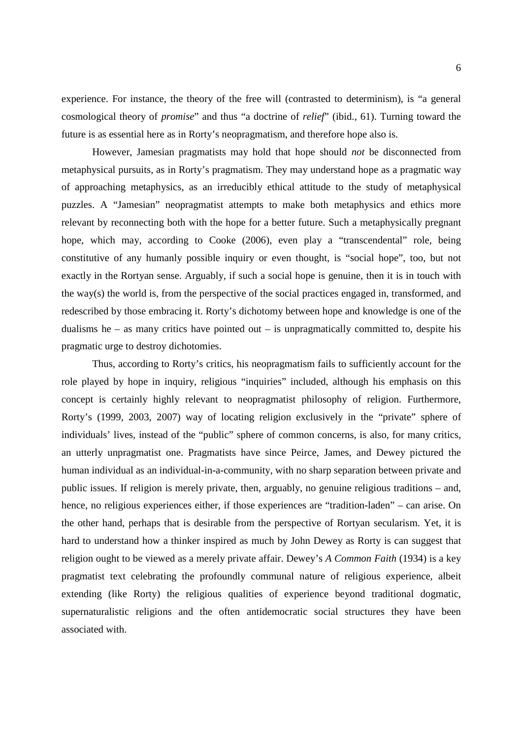experience. For instance, the theory of the free will (contrasted to determinism), is "a general cosmological theory of *promise*" and thus "a doctrine of *relief*" (ibid., 61). Turning toward the future is as essential here as in Rorty's neopragmatism, and therefore hope also is.

However, Jamesian pragmatists may hold that hope should *not* be disconnected from metaphysical pursuits, as in Rorty's pragmatism. They may understand hope as a pragmatic way of approaching metaphysics, as an irreducibly ethical attitude to the study of metaphysical puzzles. A "Jamesian" neopragmatist attempts to make both metaphysics and ethics more relevant by reconnecting both with the hope for a better future. Such a metaphysically pregnant hope, which may, according to Cooke (2006), even play a "transcendental" role, being constitutive of any humanly possible inquiry or even thought, is "social hope", too, but not exactly in the Rortyan sense. Arguably, if such a social hope is genuine, then it is in touch with the way(s) the world is, from the perspective of the social practices engaged in, transformed, and redescribed by those embracing it. Rorty's dichotomy between hope and knowledge is one of the dualisms he – as many critics have pointed out – is unpragmatically committed to, despite his pragmatic urge to destroy dichotomies.

Thus, according to Rorty's critics, his neopragmatism fails to sufficiently account for the role played by hope in inquiry, religious "inquiries" included, although his emphasis on this concept is certainly highly relevant to neopragmatist philosophy of religion. Furthermore, Rorty's (1999, 2003, 2007) way of locating religion exclusively in the "private" sphere of individuals' lives, instead of the "public" sphere of common concerns, is also, for many critics, an utterly unpragmatist one. Pragmatists have since Peirce, James, and Dewey pictured the human individual as an individual-in-a-community, with no sharp separation between private and public issues. If religion is merely private, then, arguably, no genuine religious traditions – and, hence, no religious experiences either, if those experiences are "tradition-laden" – can arise. On the other hand, perhaps that is desirable from the perspective of Rortyan secularism. Yet, it is hard to understand how a thinker inspired as much by John Dewey as Rorty is can suggest that religion ought to be viewed as a merely private affair. Dewey's *A Common Faith* (1934) is a key pragmatist text celebrating the profoundly communal nature of religious experience, albeit extending (like Rorty) the religious qualities of experience beyond traditional dogmatic, supernaturalistic religions and the often antidemocratic social structures they have been associated with.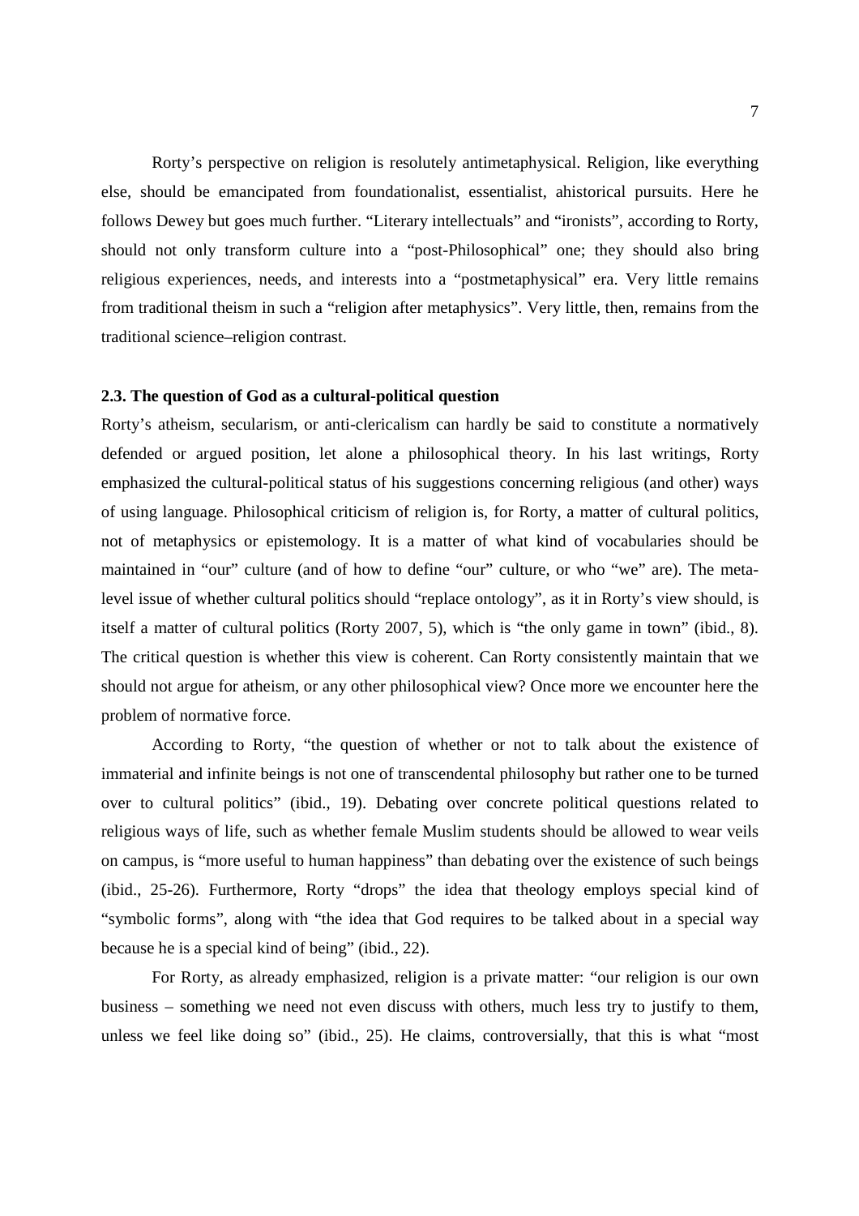Rorty’s perspective on religion is resolutely antimetaphysical. Religion, like everything else, should be emancipated from foundationalist, essentialist, ahistorical pursuits. Here he follows Dewey but goes much further. “Literary intellectuals” and “ironists”, according to Rorty, should not only transform culture into a “post-Philosophical” one; they should also bring religious experiences, needs, and interests into a “postmetaphysical” era. Very little remains from traditional theism in such a “religion after metaphysics”. Very little, then, remains from the traditional science–religion contrast.

### 2.3. The question of God as a cultural-political question

Rorty’s atheism, secularism, or anti-clericalism can hardly be said to constitute a normatively defended or argued position, let alone a philosophical theory. In his last writings, Rorty emphasized the cultural-political status of his suggestions concerning religious (and other) ways of using language. Philosophical criticism of religion is, for Rorty, a matter of cultural politics, not of metaphysics or epistemology. It is a matter of what kind of vocabularies should be maintained in “our” culture (and of how to define “our” culture, or who “we” are). The meta-level issue of whether cultural politics should “replace ontology”, as it in Rorty’s view should, is itself a matter of cultural politics (Rorty 2007, 5), which is “the only game in town” (ibid., 8). The critical question is whether this view is coherent. Can Rorty consistently maintain that we should not argue for atheism, or any other philosophical view? Once more we encounter here the problem of normative force.

According to Rorty, “the question of whether or not to talk about the existence of immaterial and infinite beings is not one of transcendental philosophy but rather one to be turned over to cultural politics” (ibid., 19). Debating over concrete political questions related to religious ways of life, such as whether female Muslim students should be allowed to wear veils on campus, is “more useful to human happiness” than debating over the existence of such beings (ibid., 25-26). Furthermore, Rorty “drops” the idea that theology employs special kind of “symbolic forms”, along with “the idea that God requires to be talked about in a special way because he is a special kind of being” (ibid., 22).

For Rorty, as already emphasized, religion is a private matter: “our religion is our own business – something we need not even discuss with others, much less try to justify to them, unless we feel like doing so” (ibid., 25). He claims, controversially, that this is what “most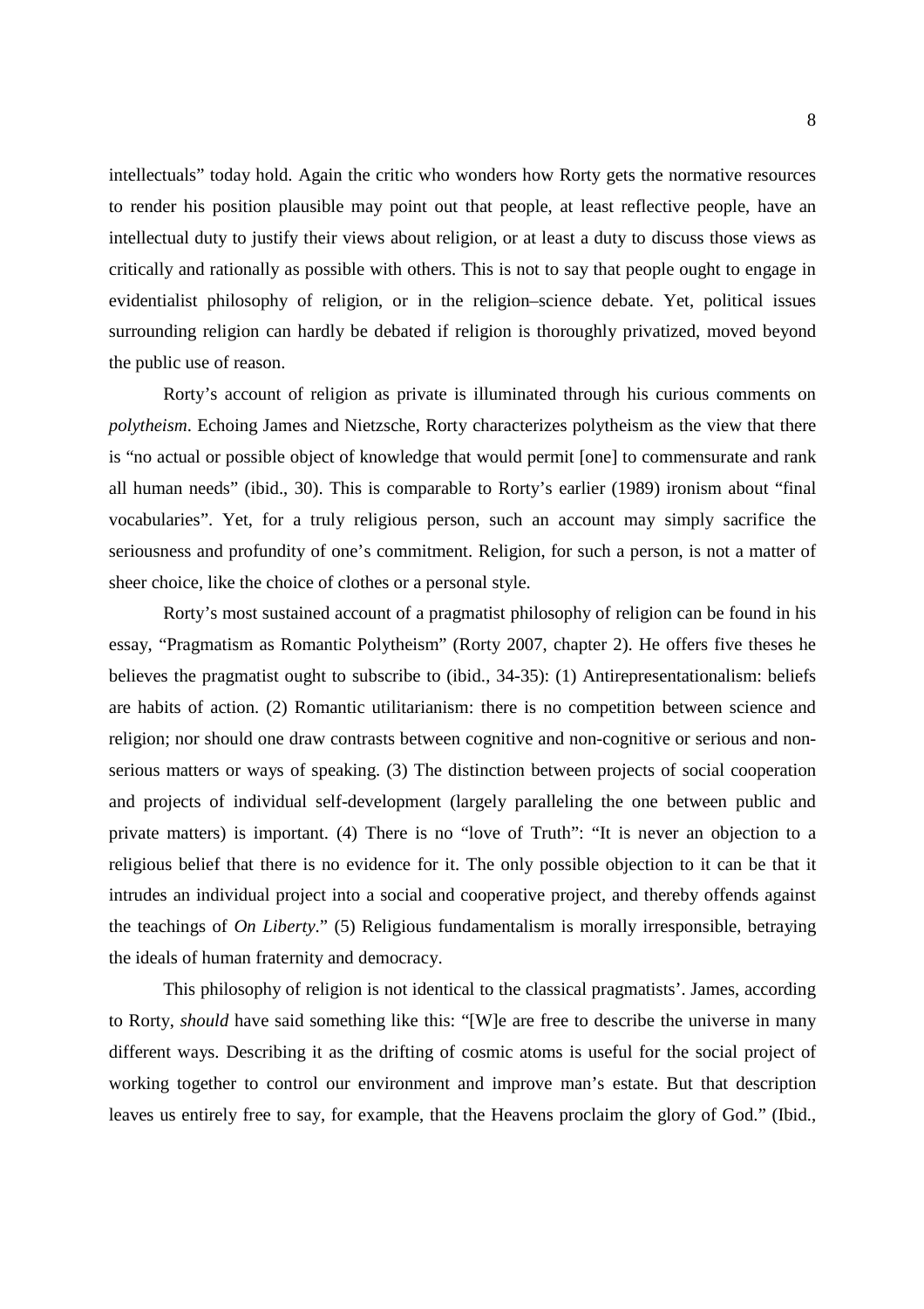intellectuals" today hold. Again the critic who wonders how Rorty gets the normative resources to render his position plausible may point out that people, at least reflective people, have an intellectual duty to justify their views about religion, or at least a duty to discuss those views as critically and rationally as possible with others. This is not to say that people ought to engage in evidentialist philosophy of religion, or in the religion–science debate. Yet, political issues surrounding religion can hardly be debated if religion is thoroughly privatized, moved beyond the public use of reason.

Rorty's account of religion as private is illuminated through his curious comments on *polytheism*. Echoing James and Nietzsche, Rorty characterizes polytheism as the view that there is "no actual or possible object of knowledge that would permit [one] to commensurate and rank all human needs" (ibid., 30). This is comparable to Rorty's earlier (1989) ironism about "final vocabularies". Yet, for a truly religious person, such an account may simply sacrifice the seriousness and profundity of one's commitment. Religion, for such a person, is not a matter of sheer choice, like the choice of clothes or a personal style.

Rorty's most sustained account of a pragmatist philosophy of religion can be found in his essay, "Pragmatism as Romantic Polytheism" (Rorty 2007, chapter 2). He offers five theses he believes the pragmatist ought to subscribe to (ibid., 34-35): (1) Antirepresentationalism: beliefs are habits of action. (2) Romantic utilitarianism: there is no competition between science and religion; nor should one draw contrasts between cognitive and non-cognitive or serious and non-serious matters or ways of speaking. (3) The distinction between projects of social cooperation and projects of individual self-development (largely paralleling the one between public and private matters) is important. (4) There is no "love of Truth": "It is never an objection to a religious belief that there is no evidence for it. The only possible objection to it can be that it intrudes an individual project into a social and cooperative project, and thereby offends against the teachings of *On Liberty*." (5) Religious fundamentalism is morally irresponsible, betraying the ideals of human fraternity and democracy.

This philosophy of religion is not identical to the classical pragmatists'. James, according to Rorty, *should* have said something like this: "[W]e are free to describe the universe in many different ways. Describing it as the drifting of cosmic atoms is useful for the social project of working together to control our environment and improve man's estate. But that description leaves us entirely free to say, for example, that the Heavens proclaim the glory of God." (Ibid.,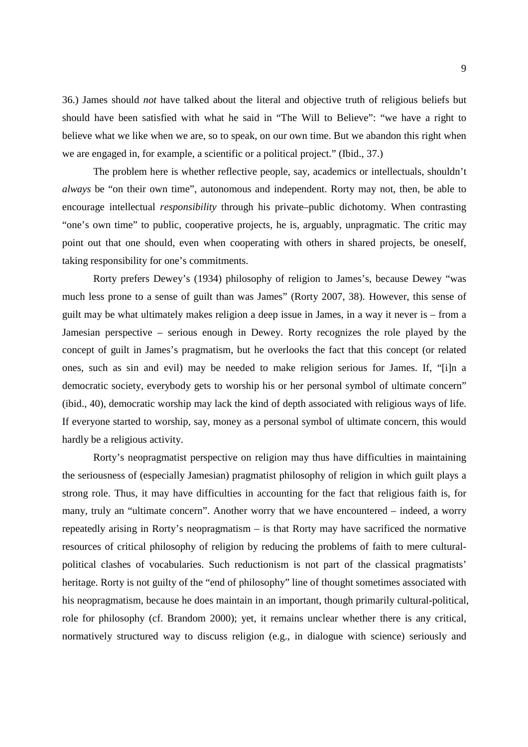36.) James should *not* have talked about the literal and objective truth of religious beliefs but should have been satisfied with what he said in "The Will to Believe": "we have a right to believe what we like when we are, so to speak, on our own time. But we abandon this right when we are engaged in, for example, a scientific or a political project." (Ibid., 37.)

The problem here is whether reflective people, say, academics or intellectuals, shouldn't *always* be "on their own time", autonomous and independent. Rorty may not, then, be able to encourage intellectual *responsibility* through his private–public dichotomy. When contrasting "one's own time" to public, cooperative projects, he is, arguably, unpragmatic. The critic may point out that one should, even when cooperating with others in shared projects, be oneself, taking responsibility for one's commitments.

Rorty prefers Dewey's (1934) philosophy of religion to James's, because Dewey "was much less prone to a sense of guilt than was James" (Rorty 2007, 38). However, this sense of guilt may be what ultimately makes religion a deep issue in James, in a way it never is – from a Jamesian perspective – serious enough in Dewey. Rorty recognizes the role played by the concept of guilt in James's pragmatism, but he overlooks the fact that this concept (or related ones, such as sin and evil) may be needed to make religion serious for James. If, "[i]n a democratic society, everybody gets to worship his or her personal symbol of ultimate concern" (ibid., 40), democratic worship may lack the kind of depth associated with religious ways of life. If everyone started to worship, say, money as a personal symbol of ultimate concern, this would hardly be a religious activity.

Rorty's neopragmatist perspective on religion may thus have difficulties in maintaining the seriousness of (especially Jamesian) pragmatist philosophy of religion in which guilt plays a strong role. Thus, it may have difficulties in accounting for the fact that religious faith is, for many, truly an "ultimate concern". Another worry that we have encountered – indeed, a worry repeatedly arising in Rorty's neopragmatism – is that Rorty may have sacrificed the normative resources of critical philosophy of religion by reducing the problems of faith to mere cultural-political clashes of vocabularies. Such reductionism is not part of the classical pragmatists' heritage. Rorty is not guilty of the "end of philosophy" line of thought sometimes associated with his neopragmatism, because he does maintain in an important, though primarily cultural-political, role for philosophy (cf. Brandom 2000); yet, it remains unclear whether there is any critical, normatively structured way to discuss religion (e.g., in dialogue with science) seriously and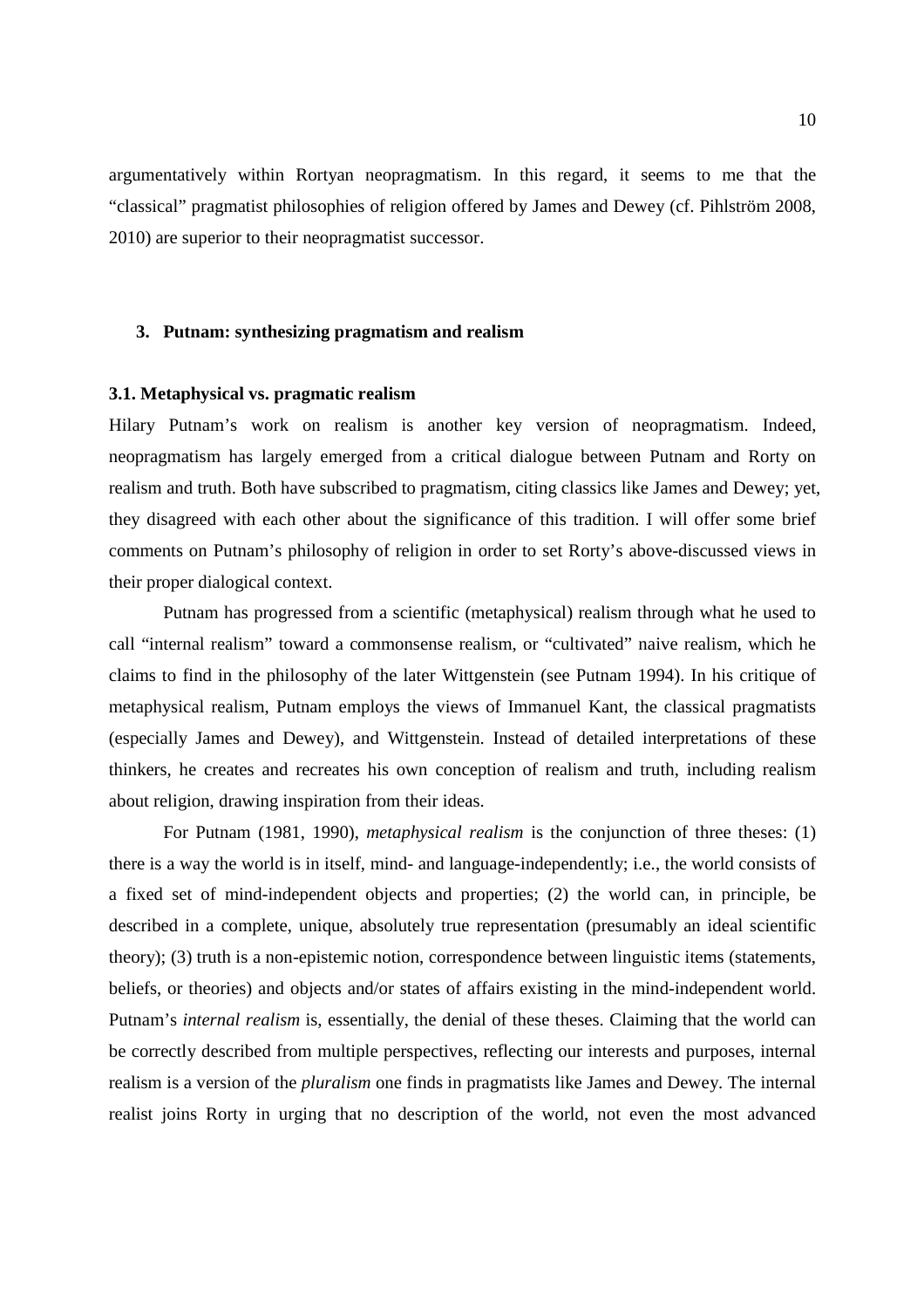argumentatively within Rortyan neopragmatism. In this regard, it seems to me that the "classical" pragmatist philosophies of religion offered by James and Dewey (cf. Pihlström 2008, 2010) are superior to their neopragmatist successor.

## 3. Putnam: synthesizing pragmatism and realism

### 3.1. Metaphysical vs. pragmatic realism

Hilary Putnam's work on realism is another key version of neopragmatism. Indeed, neopragmatism has largely emerged from a critical dialogue between Putnam and Rorty on realism and truth. Both have subscribed to pragmatism, citing classics like James and Dewey; yet, they disagreed with each other about the significance of this tradition. I will offer some brief comments on Putnam's philosophy of religion in order to set Rorty's above-discussed views in their proper dialogical context.

Putnam has progressed from a scientific (metaphysical) realism through what he used to call "internal realism" toward a commonsense realism, or "cultivated" naive realism, which he claims to find in the philosophy of the later Wittgenstein (see Putnam 1994). In his critique of metaphysical realism, Putnam employs the views of Immanuel Kant, the classical pragmatists (especially James and Dewey), and Wittgenstein. Instead of detailed interpretations of these thinkers, he creates and recreates his own conception of realism and truth, including realism about religion, drawing inspiration from their ideas.

For Putnam (1981, 1990), *metaphysical realism* is the conjunction of three theses: (1) there is a way the world is in itself, mind- and language-independently; i.e., the world consists of a fixed set of mind-independent objects and properties; (2) the world can, in principle, be described in a complete, unique, absolutely true representation (presumably an ideal scientific theory); (3) truth is a non-epistemic notion, correspondence between linguistic items (statements, beliefs, or theories) and objects and/or states of affairs existing in the mind-independent world. Putnam's *internal realism* is, essentially, the denial of these theses. Claiming that the world can be correctly described from multiple perspectives, reflecting our interests and purposes, internal realism is a version of the *pluralism* one finds in pragmatists like James and Dewey. The internal realist joins Rorty in urging that no description of the world, not even the most advanced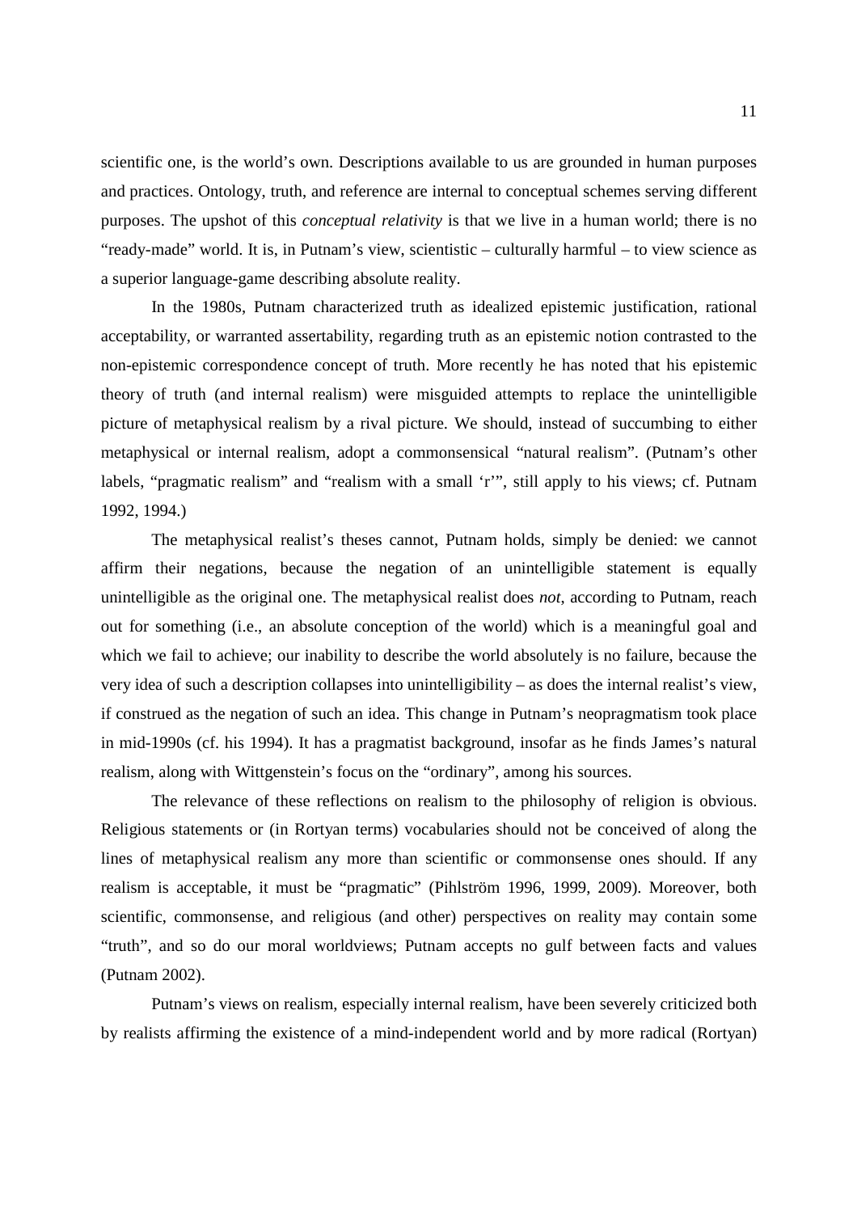scientific one, is the world's own. Descriptions available to us are grounded in human purposes and practices. Ontology, truth, and reference are internal to conceptual schemes serving different purposes. The upshot of this *conceptual relativity* is that we live in a human world; there is no "ready-made" world. It is, in Putnam's view, scientistic – culturally harmful – to view science as a superior language-game describing absolute reality.

In the 1980s, Putnam characterized truth as idealized epistemic justification, rational acceptability, or warranted assertability, regarding truth as an epistemic notion contrasted to the non-epistemic correspondence concept of truth. More recently he has noted that his epistemic theory of truth (and internal realism) were misguided attempts to replace the unintelligible picture of metaphysical realism by a rival picture. We should, instead of succumbing to either metaphysical or internal realism, adopt a commonsensical "natural realism". (Putnam's other labels, "pragmatic realism" and "realism with a small 'r'", still apply to his views; cf. Putnam 1992, 1994.)

The metaphysical realist's theses cannot, Putnam holds, simply be denied: we cannot affirm their negations, because the negation of an unintelligible statement is equally unintelligible as the original one. The metaphysical realist does *not*, according to Putnam, reach out for something (i.e., an absolute conception of the world) which is a meaningful goal and which we fail to achieve; our inability to describe the world absolutely is no failure, because the very idea of such a description collapses into unintelligibility – as does the internal realist's view, if construed as the negation of such an idea. This change in Putnam's neopragmatism took place in mid-1990s (cf. his 1994). It has a pragmatist background, insofar as he finds James's natural realism, along with Wittgenstein's focus on the "ordinary", among his sources.

The relevance of these reflections on realism to the philosophy of religion is obvious. Religious statements or (in Rortyan terms) vocabularies should not be conceived of along the lines of metaphysical realism any more than scientific or commonsense ones should. If any realism is acceptable, it must be "pragmatic" (Pihlström 1996, 1999, 2009). Moreover, both scientific, commonsense, and religious (and other) perspectives on reality may contain some "truth", and so do our moral worldviews; Putnam accepts no gulf between facts and values (Putnam 2002).

Putnam's views on realism, especially internal realism, have been severely criticized both by realists affirming the existence of a mind-independent world and by more radical (Rortyan)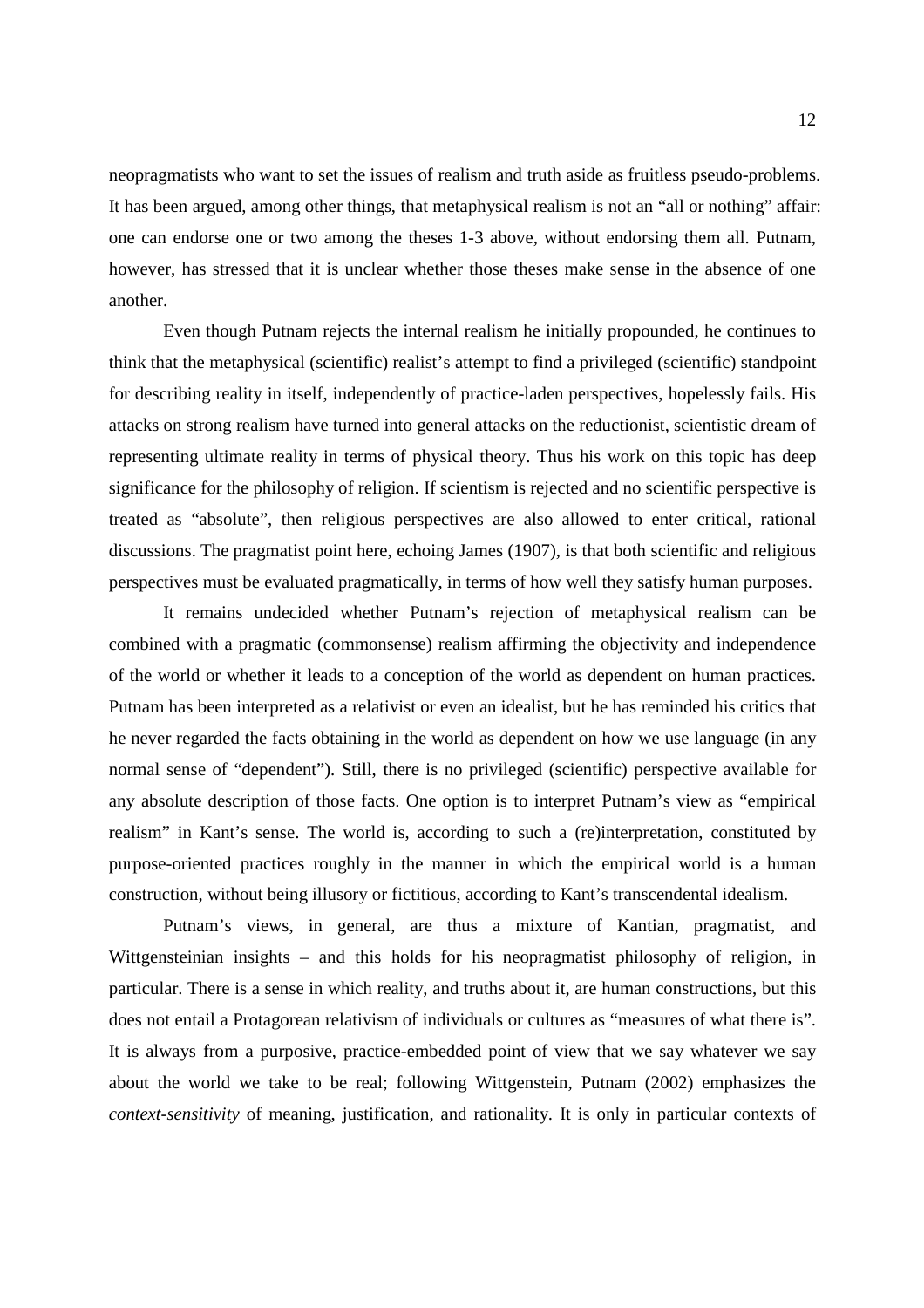neopragmatists who want to set the issues of realism and truth aside as fruitless pseudo-problems. It has been argued, among other things, that metaphysical realism is not an "all or nothing" affair: one can endorse one or two among the theses 1-3 above, without endorsing them all. Putnam, however, has stressed that it is unclear whether those theses make sense in the absence of one another.

Even though Putnam rejects the internal realism he initially propounded, he continues to think that the metaphysical (scientific) realist's attempt to find a privileged (scientific) standpoint for describing reality in itself, independently of practice-laden perspectives, hopelessly fails. His attacks on strong realism have turned into general attacks on the reductionist, scientistic dream of representing ultimate reality in terms of physical theory. Thus his work on this topic has deep significance for the philosophy of religion. If scientism is rejected and no scientific perspective is treated as "absolute", then religious perspectives are also allowed to enter critical, rational discussions. The pragmatist point here, echoing James (1907), is that both scientific and religious perspectives must be evaluated pragmatically, in terms of how well they satisfy human purposes.

It remains undecided whether Putnam's rejection of metaphysical realism can be combined with a pragmatic (commonsense) realism affirming the objectivity and independence of the world or whether it leads to a conception of the world as dependent on human practices. Putnam has been interpreted as a relativist or even an idealist, but he has reminded his critics that he never regarded the facts obtaining in the world as dependent on how we use language (in any normal sense of "dependent"). Still, there is no privileged (scientific) perspective available for any absolute description of those facts. One option is to interpret Putnam's view as "empirical realism" in Kant's sense. The world is, according to such a (re)interpretation, constituted by purpose-oriented practices roughly in the manner in which the empirical world is a human construction, without being illusory or fictitious, according to Kant's transcendental idealism.

Putnam's views, in general, are thus a mixture of Kantian, pragmatist, and Wittgensteinian insights – and this holds for his neopragmatist philosophy of religion, in particular. There is a sense in which reality, and truths about it, are human constructions, but this does not entail a Protagorean relativism of individuals or cultures as "measures of what there is". It is always from a purposive, practice-embedded point of view that we say whatever we say about the world we take to be real; following Wittgenstein, Putnam (2002) emphasizes the *context-sensitivity* of meaning, justification, and rationality. It is only in particular contexts of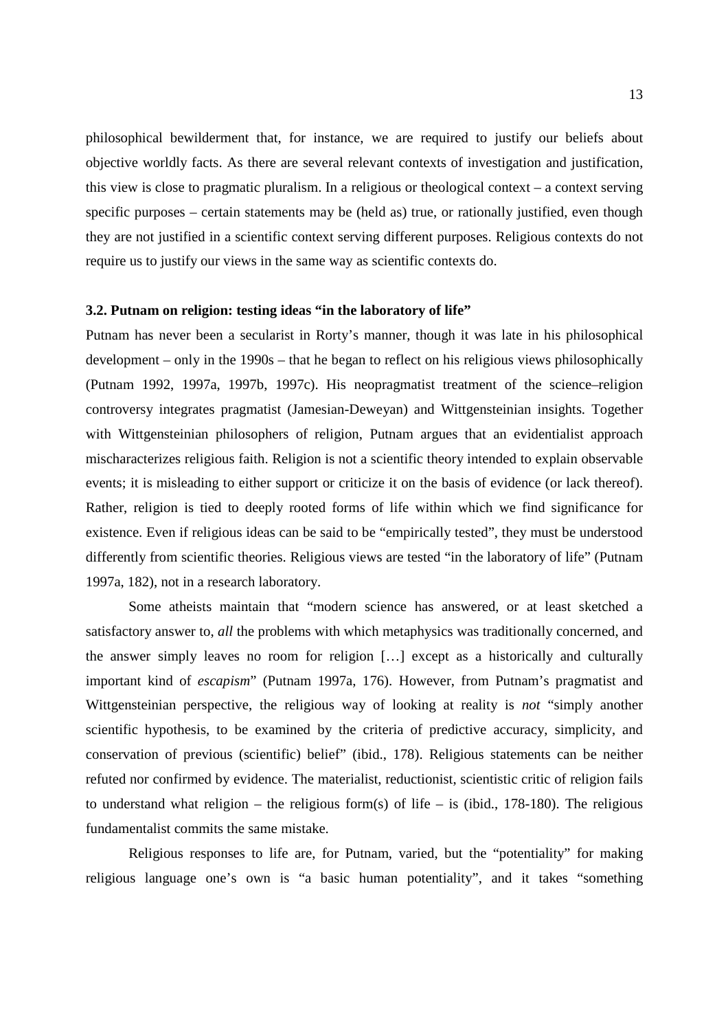philosophical bewilderment that, for instance, we are required to justify our beliefs about objective worldly facts. As there are several relevant contexts of investigation and justification, this view is close to pragmatic pluralism. In a religious or theological context – a context serving specific purposes – certain statements may be (held as) true, or rationally justified, even though they are not justified in a scientific context serving different purposes. Religious contexts do not require us to justify our views in the same way as scientific contexts do.

### 3.2. Putnam on religion: testing ideas "in the laboratory of life"

Putnam has never been a secularist in Rorty's manner, though it was late in his philosophical development – only in the 1990s – that he began to reflect on his religious views philosophically (Putnam 1992, 1997a, 1997b, 1997c). His neopragmatist treatment of the science–religion controversy integrates pragmatist (Jamesian-Deweyan) and Wittgensteinian insights. Together with Wittgensteinian philosophers of religion, Putnam argues that an evidentialist approach mischaracterizes religious faith. Religion is not a scientific theory intended to explain observable events; it is misleading to either support or criticize it on the basis of evidence (or lack thereof). Rather, religion is tied to deeply rooted forms of life within which we find significance for existence. Even if religious ideas can be said to be "empirically tested", they must be understood differently from scientific theories. Religious views are tested "in the laboratory of life" (Putnam 1997a, 182), not in a research laboratory.

Some atheists maintain that "modern science has answered, or at least sketched a satisfactory answer to, *all* the problems with which metaphysics was traditionally concerned, and the answer simply leaves no room for religion […] except as a historically and culturally important kind of *escapism*" (Putnam 1997a, 176). However, from Putnam's pragmatist and Wittgensteinian perspective, the religious way of looking at reality is *not* "simply another scientific hypothesis, to be examined by the criteria of predictive accuracy, simplicity, and conservation of previous (scientific) belief" (ibid., 178). Religious statements can be neither refuted nor confirmed by evidence. The materialist, reductionist, scientistic critic of religion fails to understand what religion – the religious form(s) of life – is (ibid., 178-180). The religious fundamentalist commits the same mistake.

Religious responses to life are, for Putnam, varied, but the "potentiality" for making religious language one's own is "a basic human potentiality", and it takes "something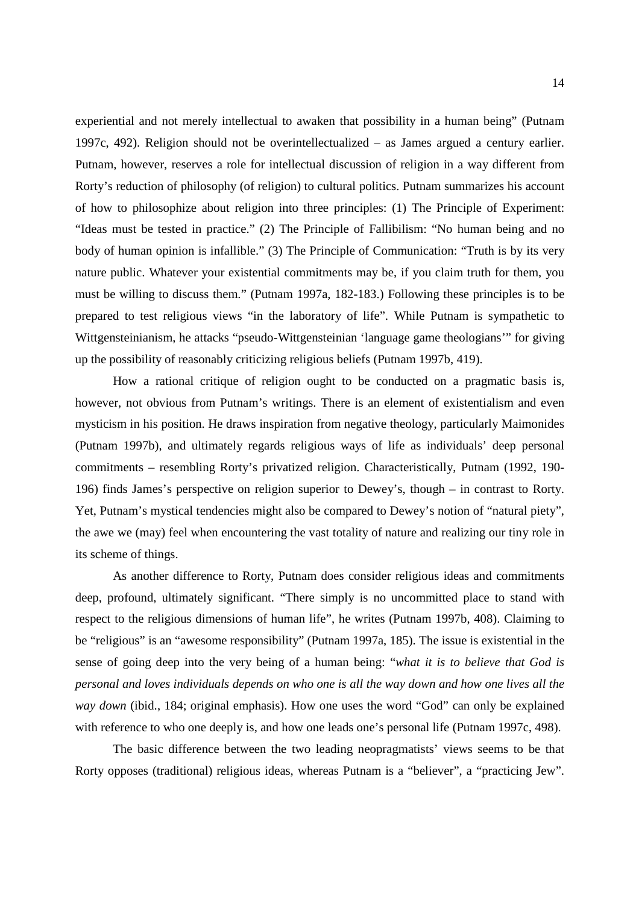experiential and not merely intellectual to awaken that possibility in a human being" (Putnam 1997c, 492). Religion should not be overintellectualized – as James argued a century earlier. Putnam, however, reserves a role for intellectual discussion of religion in a way different from Rorty's reduction of philosophy (of religion) to cultural politics. Putnam summarizes his account of how to philosophize about religion into three principles: (1) The Principle of Experiment: "Ideas must be tested in practice." (2) The Principle of Fallibilism: "No human being and no body of human opinion is infallible." (3) The Principle of Communication: "Truth is by its very nature public. Whatever your existential commitments may be, if you claim truth for them, you must be willing to discuss them." (Putnam 1997a, 182-183.) Following these principles is to be prepared to test religious views "in the laboratory of life". While Putnam is sympathetic to Wittgensteinianism, he attacks "pseudo-Wittgensteinian 'language game theologians'" for giving up the possibility of reasonably criticizing religious beliefs (Putnam 1997b, 419).

How a rational critique of religion ought to be conducted on a pragmatic basis is, however, not obvious from Putnam's writings. There is an element of existentialism and even mysticism in his position. He draws inspiration from negative theology, particularly Maimonides (Putnam 1997b), and ultimately regards religious ways of life as individuals' deep personal commitments – resembling Rorty's privatized religion. Characteristically, Putnam (1992, 190-196) finds James's perspective on religion superior to Dewey's, though – in contrast to Rorty. Yet, Putnam's mystical tendencies might also be compared to Dewey's notion of "natural piety", the awe we (may) feel when encountering the vast totality of nature and realizing our tiny role in its scheme of things.

As another difference to Rorty, Putnam does consider religious ideas and commitments deep, profound, ultimately significant. "There simply is no uncommitted place to stand with respect to the religious dimensions of human life", he writes (Putnam 1997b, 408). Claiming to be "religious" is an "awesome responsibility" (Putnam 1997a, 185). The issue is existential in the sense of going deep into the very being of a human being: "*what it is to believe that God is personal and loves individuals depends on who one is all the way down and how one lives all the way down* (ibid., 184; original emphasis). How one uses the word "God" can only be explained with reference to who one deeply is, and how one leads one's personal life (Putnam 1997c, 498).

The basic difference between the two leading neopragmatists' views seems to be that Rorty opposes (traditional) religious ideas, whereas Putnam is a "believer", a "practicing Jew".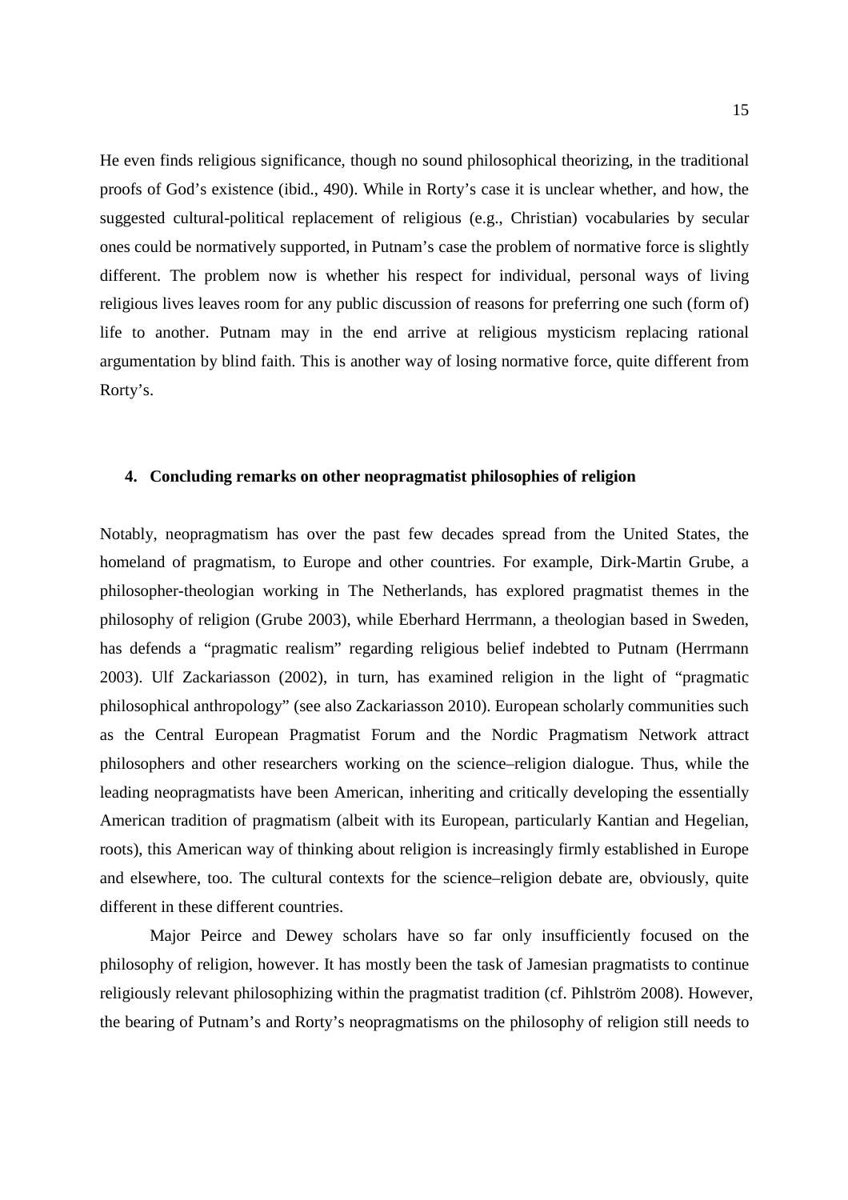He even finds religious significance, though no sound philosophical theorizing, in the traditional proofs of God's existence (ibid., 490). While in Rorty's case it is unclear whether, and how, the suggested cultural-political replacement of religious (e.g., Christian) vocabularies by secular ones could be normatively supported, in Putnam's case the problem of normative force is slightly different. The problem now is whether his respect for individual, personal ways of living religious lives leaves room for any public discussion of reasons for preferring one such (form of) life to another. Putnam may in the end arrive at religious mysticism replacing rational argumentation by blind faith. This is another way of losing normative force, quite different from Rorty's.

## 4. Concluding remarks on other neopragmatist philosophies of religion

Notably, neopragmatism has over the past few decades spread from the United States, the homeland of pragmatism, to Europe and other countries. For example, Dirk-Martin Grube, a philosopher-theologian working in The Netherlands, has explored pragmatist themes in the philosophy of religion (Grube 2003), while Eberhard Herrmann, a theologian based in Sweden, has defends a "pragmatic realism" regarding religious belief indebted to Putnam (Herrmann 2003). Ulf Zackariasson (2002), in turn, has examined religion in the light of "pragmatic philosophical anthropology" (see also Zackariasson 2010). European scholarly communities such as the Central European Pragmatist Forum and the Nordic Pragmatism Network attract philosophers and other researchers working on the science–religion dialogue. Thus, while the leading neopragmatists have been American, inheriting and critically developing the essentially American tradition of pragmatism (albeit with its European, particularly Kantian and Hegelian, roots), this American way of thinking about religion is increasingly firmly established in Europe and elsewhere, too. The cultural contexts for the science–religion debate are, obviously, quite different in these different countries.

Major Peirce and Dewey scholars have so far only insufficiently focused on the philosophy of religion, however. It has mostly been the task of Jamesian pragmatists to continue religiously relevant philosophizing within the pragmatist tradition (cf. Pihlström 2008). However, the bearing of Putnam's and Rorty's neopragmatisms on the philosophy of religion still needs to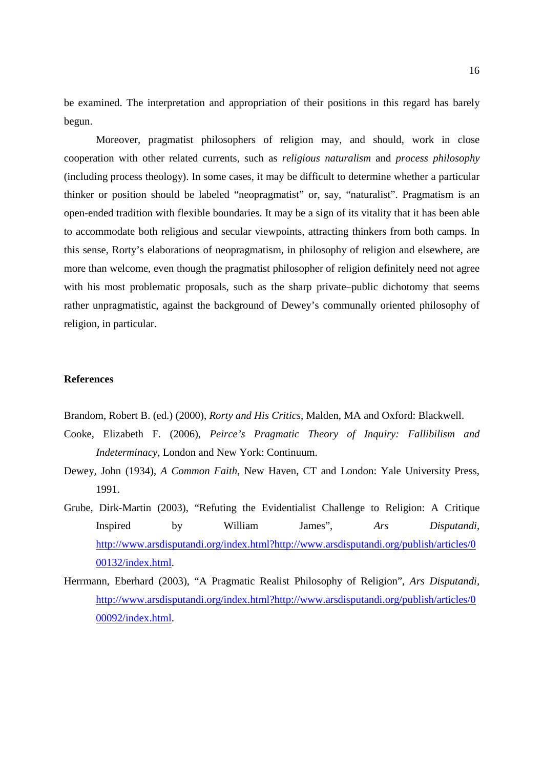be examined. The interpretation and appropriation of their positions in this regard has barely begun.

Moreover, pragmatist philosophers of religion may, and should, work in close cooperation with other related currents, such as *religious naturalism* and *process philosophy* (including process theology). In some cases, it may be difficult to determine whether a particular thinker or position should be labeled "neopragmatist" or, say, "naturalist". Pragmatism is an open-ended tradition with flexible boundaries. It may be a sign of its vitality that it has been able to accommodate both religious and secular viewpoints, attracting thinkers from both camps. In this sense, Rorty's elaborations of neopragmatism, in philosophy of religion and elsewhere, are more than welcome, even though the pragmatist philosopher of religion definitely need not agree with his most problematic proposals, such as the sharp private–public dichotomy that seems rather unpragmatistic, against the background of Dewey's communally oriented philosophy of religion, in particular.

### References

Brandom, Robert B. (ed.) (2000), *Rorty and His Critics*, Malden, MA and Oxford: Blackwell.

Cooke, Elizabeth F. (2006), *Peirce's Pragmatic Theory of Inquiry: Fallibilism and Indeterminacy*, London and New York: Continuum.

Dewey, John (1934), *A Common Faith*, New Haven, CT and London: Yale University Press, 1991.

Grube, Dirk-Martin (2003), "Refuting the Evidentialist Challenge to Religion: A Critique Inspired by William James", *Ars Disputandi*, http://www.arsdisputandi.org/index.html?http://www.arsdisputandi.org/publish/articles/000132/index.html.

Herrmann, Eberhard (2003), "A Pragmatic Realist Philosophy of Religion", *Ars Disputandi*, http://www.arsdisputandi.org/index.html?http://www.arsdisputandi.org/publish/articles/000092/index.html.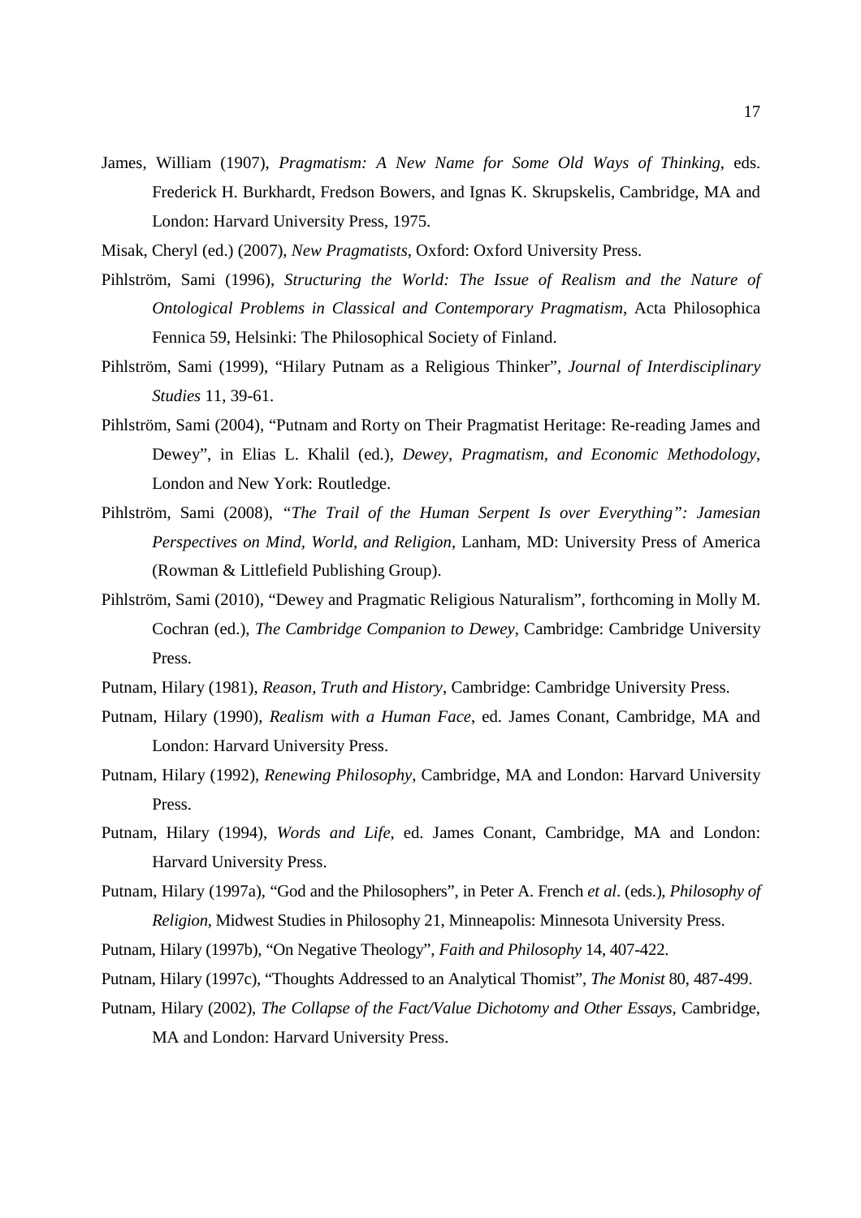James, William (1907), *Pragmatism: A New Name for Some Old Ways of Thinking*, eds. Frederick H. Burkhardt, Fredson Bowers, and Ignas K. Skrupskelis, Cambridge, MA and London: Harvard University Press, 1975.

Misak, Cheryl (ed.) (2007), *New Pragmatists*, Oxford: Oxford University Press.

Pihlström, Sami (1996), *Structuring the World: The Issue of Realism and the Nature of Ontological Problems in Classical and Contemporary Pragmatism*, Acta Philosophica Fennica 59, Helsinki: The Philosophical Society of Finland.

Pihlström, Sami (1999), "Hilary Putnam as a Religious Thinker", *Journal of Interdisciplinary Studies* 11, 39-61.

Pihlström, Sami (2004), "Putnam and Rorty on Their Pragmatist Heritage: Re-reading James and Dewey", in Elias L. Khalil (ed.), *Dewey, Pragmatism, and Economic Methodology*, London and New York: Routledge.

Pihlström, Sami (2008), *"The Trail of the Human Serpent Is over Everything": Jamesian Perspectives on Mind, World, and Religion*, Lanham, MD: University Press of America (Rowman & Littlefield Publishing Group).

Pihlström, Sami (2010), "Dewey and Pragmatic Religious Naturalism", forthcoming in Molly M. Cochran (ed.), *The Cambridge Companion to Dewey*, Cambridge: Cambridge University Press.

Putnam, Hilary (1981), *Reason, Truth and History*, Cambridge: Cambridge University Press.

Putnam, Hilary (1990), *Realism with a Human Face*, ed. James Conant, Cambridge, MA and London: Harvard University Press.

Putnam, Hilary (1992), *Renewing Philosophy*, Cambridge, MA and London: Harvard University Press.

Putnam, Hilary (1994), *Words and Life*, ed. James Conant, Cambridge, MA and London: Harvard University Press.

Putnam, Hilary (1997a), "God and the Philosophers", in Peter A. French *et al*. (eds.), *Philosophy of Religion*, Midwest Studies in Philosophy 21, Minneapolis: Minnesota University Press.

Putnam, Hilary (1997b), "On Negative Theology", *Faith and Philosophy* 14, 407-422.

Putnam, Hilary (1997c), "Thoughts Addressed to an Analytical Thomist", *The Monist* 80, 487-499.

Putnam, Hilary (2002), *The Collapse of the Fact/Value Dichotomy and Other Essays*, Cambridge, MA and London: Harvard University Press.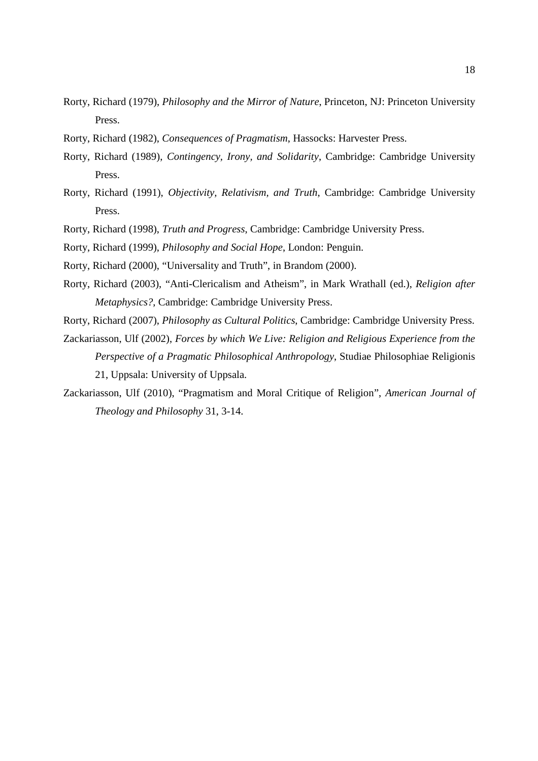Rorty, Richard (1979), *Philosophy and the Mirror of Nature*, Princeton, NJ: Princeton University Press.

Rorty, Richard (1982), *Consequences of Pragmatism*, Hassocks: Harvester Press.

Rorty, Richard (1989), *Contingency, Irony, and Solidarity*, Cambridge: Cambridge University Press.

Rorty, Richard (1991), *Objectivity, Relativism, and Truth*, Cambridge: Cambridge University Press.

Rorty, Richard (1998), *Truth and Progress*, Cambridge: Cambridge University Press.

Rorty, Richard (1999), *Philosophy and Social Hope*, London: Penguin.

Rorty, Richard (2000), "Universality and Truth", in Brandom (2000).

Rorty, Richard (2003), "Anti-Clericalism and Atheism", in Mark Wrathall (ed.), *Religion after Metaphysics?*, Cambridge: Cambridge University Press.

Rorty, Richard (2007), *Philosophy as Cultural Politics*, Cambridge: Cambridge University Press.

Zackariasson, Ulf (2002), *Forces by which We Live: Religion and Religious Experience from the Perspective of a Pragmatic Philosophical Anthropology*, Studiae Philosophiae Religionis 21, Uppsala: University of Uppsala.

Zackariasson, Ulf (2010), "Pragmatism and Moral Critique of Religion", *American Journal of Theology and Philosophy* 31, 3-14.